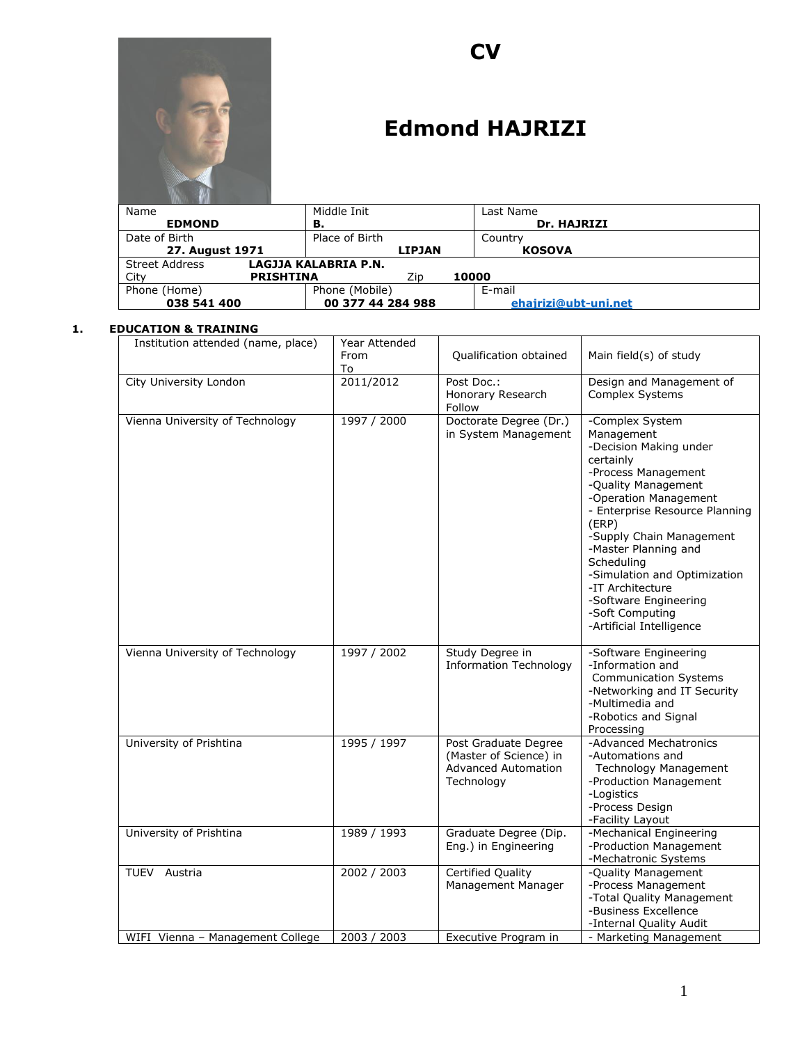# CV

# Edmond HAJRIZI

| Name | Middle Init | Last Name |
|---|---|---|
| **EDMOND** | **B.** | **Dr. HAJRIZI** |
| Date of Birth **27. August 1971** | Place of Birth **LIPJAN** | Country **KOSOVA** |
| Street Address **LAGJJA KALABRIA P.N.** City **PRISHTINA** Zip **10000** | | |
| Phone (Home) **038 541 400** | Phone (Mobile) **00 377 44 284 988** | E-mail **ehajrizi@ubt-uni.net** |

## 1. EDUCATION & TRAINING

| Institution attended (name, place) | Year Attended From To | Qualification obtained | Main field(s) of study |
|---|---|---|---|
| City University London | 2011/2012 | Post Doc.: Honorary Research Follow | Design and Management of Complex Systems |
| Vienna University of Technology | 1997 / 2000 | Doctorate Degree (Dr.) in System Management | -Complex System Management<br>-Decision Making under certainly<br>-Process Management<br>-Quality Management<br>-Operation Management<br>- Enterprise Resource Planning (ERP)<br>-Supply Chain Management<br>-Master Planning and Scheduling<br>-Simulation and Optimization<br>-IT Architecture<br>-Software Engineering<br>-Soft Computing<br>-Artificial Intelligence |
| Vienna University of Technology | 1997 / 2002 | Study Degree in Information Technology | -Software Engineering<br>-Information and Communication Systems<br>-Networking and IT Security<br>-Multimedia and<br>-Robotics and Signal Processing |
| University of Prishtina | 1995 / 1997 | Post Graduate Degree (Master of Science) in Advanced Automation Technology | -Advanced Mechatronics<br>-Automations and Technology Management<br>-Production Management<br>-Logistics<br>-Process Design<br>-Facility Layout |
| University of Prishtina | 1989 / 1993 | Graduate Degree (Dip. Eng.) in Engineering | -Mechanical Engineering<br>-Production Management<br>-Mechatronic Systems |
| TUEV Austria | 2002 / 2003 | Certified Quality Management Manager | -Quality Management<br>-Process Management<br>-Total Quality Management<br>-Business Excellence<br>-Internal Quality Audit |
| WIFI Vienna – Management College | 2003 / 2003 | Executive Program in | - Marketing Management |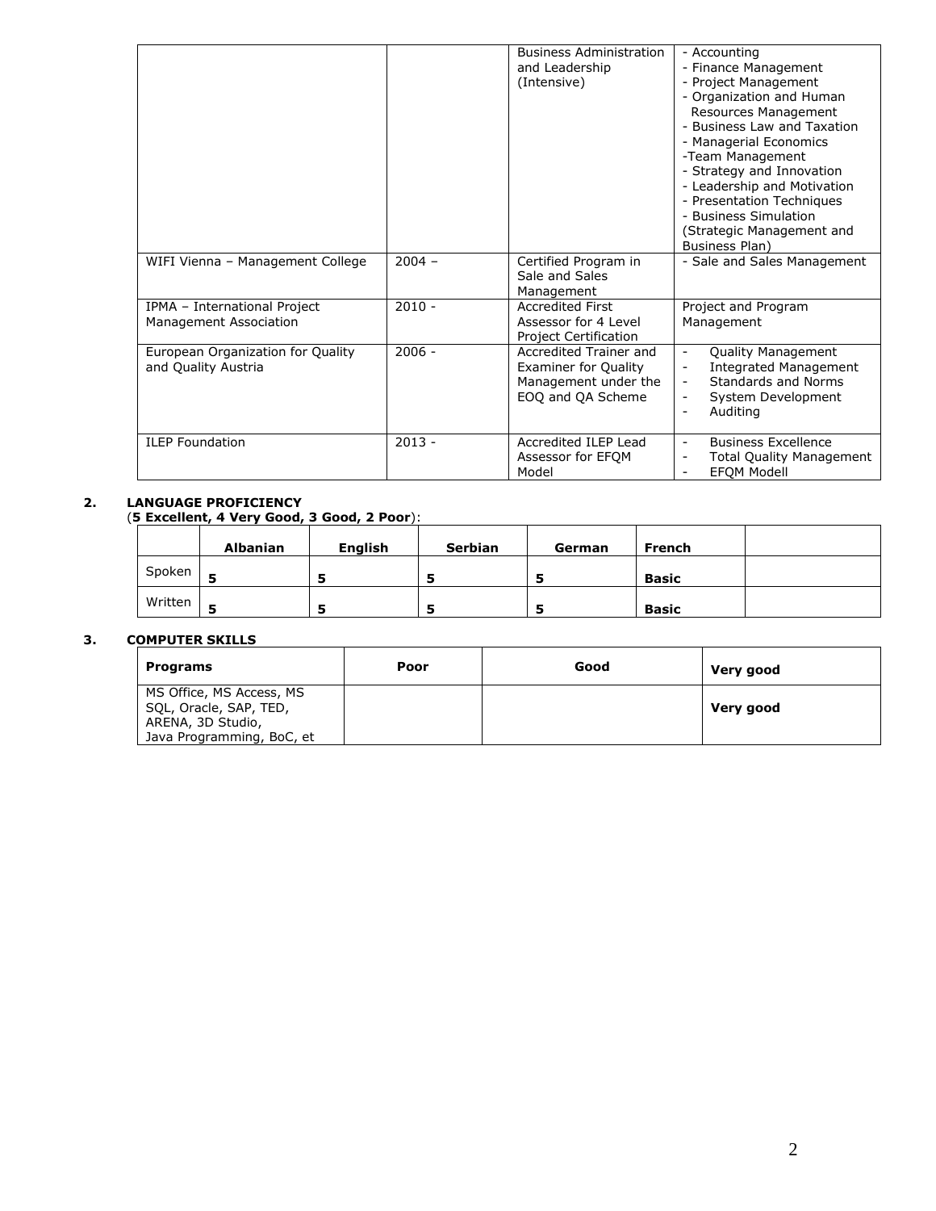| | | | |
|---|---|---|---|
| | | Business Administration and Leadership (Intensive) | - Accounting<br>- Finance Management<br>- Project Management<br>- Organization and Human Resources Management<br>- Business Law and Taxation<br>- Managerial Economics<br>-Team Management<br>- Strategy and Innovation<br>- Leadership and Motivation<br>- Presentation Techniques<br>- Business Simulation (Strategic Management and Business Plan) |
| WIFI Vienna – Management College | 2004 – | Certified Program in Sale and Sales Management | - Sale and Sales Management |
| IPMA – International Project Management Association | 2010 - | Accredited First Assessor for 4 Level Project Certification | Project and Program Management |
| European Organization for Quality and Quality Austria | 2006 - | Accredited Trainer and Examiner for Quality Management under the EOQ and QA Scheme | - Quality Management<br>- Integrated Management<br>- Standards and Norms<br>- System Development<br>- Auditing |
| ILEP Foundation | 2013 - | Accredited ILEP Lead Assessor for EFQM Model | - Business Excellence<br>- Total Quality Management<br>- EFQM Modell |

## 2. LANGUAGE PROFICIENCY

(**5 Excellent, 4 Very Good, 3 Good, 2 Poor**):

| | **Albanian** | **English** | **Serbian** | **German** | **French** | |
|---|---|---|---|---|---|---|
| Spoken | **5** | **5** | **5** | **5** | **Basic** | |
| Written | **5** | **5** | **5** | **5** | **Basic** | |

## 3. COMPUTER SKILLS

| **Programs** | **Poor** | **Good** | **Very good** |
|---|---|---|---|
| MS Office, MS Access, MS SQL, Oracle, SAP, TED, ARENA, 3D Studio, Java Programming, BoC, et | | | **Very good** |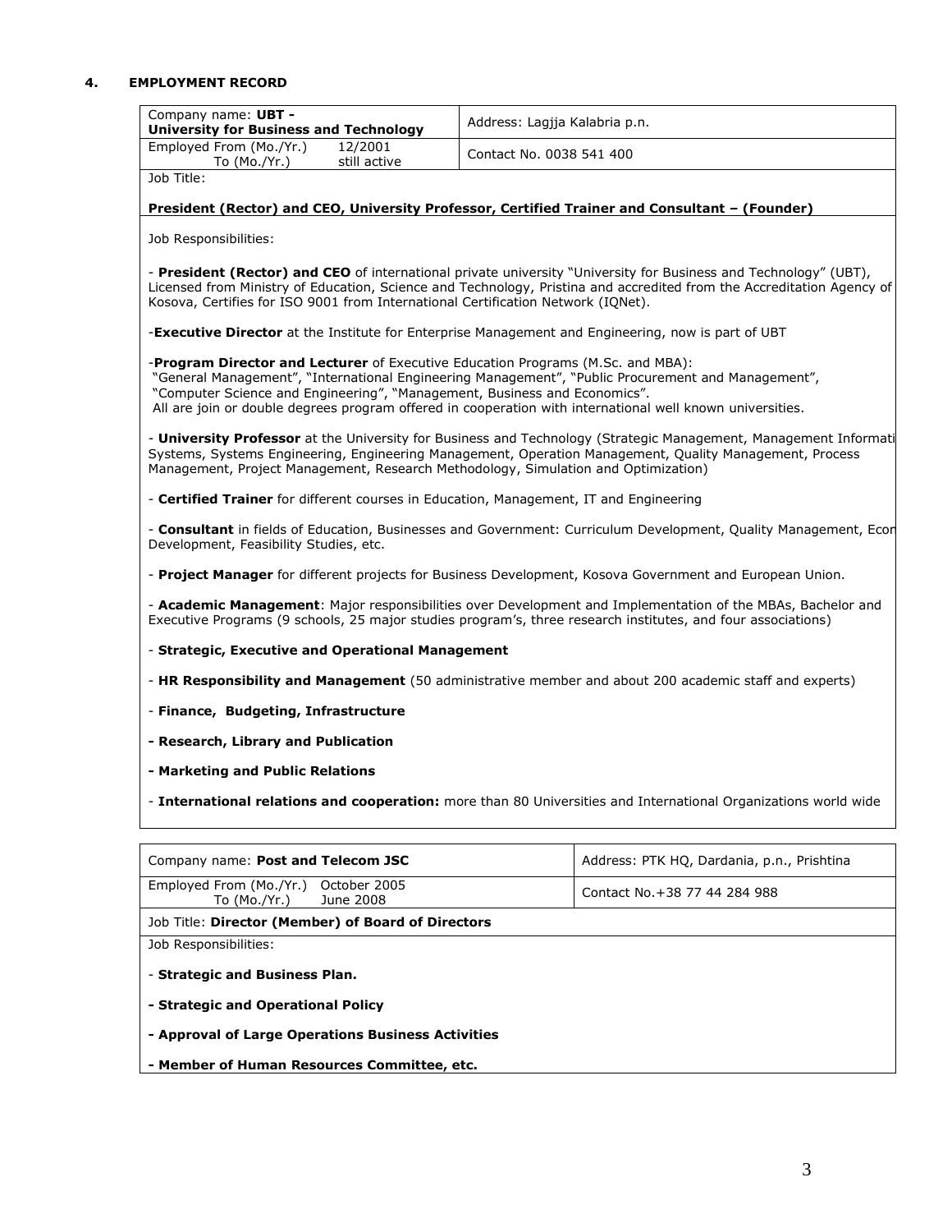## 4. EMPLOYMENT RECORD

| Company name: **UBT - University for Business and Technology** | Address: Lagjja Kalabria p.n. |
|---|---|
| Employed From (Mo./Yr.) 12/2001<br>To (Mo./Yr.) still active | Contact No. 0038 541 400 |

Job Title:

**President (Rector) and CEO, University Professor, Certified Trainer and Consultant – (Founder)**

Job Responsibilities:

- **President (Rector) and CEO** of international private university "University for Business and Technology" (UBT), Licensed from Ministry of Education, Science and Technology, Pristina and accredited from the Accreditation Agency of Kosova, Certifies for ISO 9001 from International Certification Network (IQNet).

-**Executive Director** at the Institute for Enterprise Management and Engineering, now is part of UBT

-**Program Director and Lecturer** of Executive Education Programs (M.Sc. and MBA):
"General Management", "International Engineering Management", "Public Procurement and Management", "Computer Science and Engineering", "Management, Business and Economics".
All are join or double degrees program offered in cooperation with international well known universities.

- **University Professor** at the University for Business and Technology (Strategic Management, Management Informati Systems, Systems Engineering, Engineering Management, Operation Management, Quality Management, Process Management, Project Management, Research Methodology, Simulation and Optimization)

- **Certified Trainer** for different courses in Education, Management, IT and Engineering

- **Consultant** in fields of Education, Businesses and Government: Curriculum Development, Quality Management, Econ Development, Feasibility Studies, etc.

- **Project Manager** for different projects for Business Development, Kosova Government and European Union.

- **Academic Management**: Major responsibilities over Development and Implementation of the MBAs, Bachelor and Executive Programs (9 schools, 25 major studies program's, three research institutes, and four associations)

- **Strategic, Executive and Operational Management**

- **HR Responsibility and Management** (50 administrative member and about 200 academic staff and experts)

- **Finance, Budgeting, Infrastructure**

**- Research, Library and Publication**

**- Marketing and Public Relations**

- **International relations and cooperation:** more than 80 Universities and International Organizations world wide

| Company name: **Post and Telecom JSC** | Address: PTK HQ, Dardania, p.n., Prishtina |
|---|---|
| Employed From (Mo./Yr.) October 2005<br>To (Mo./Yr.) June 2008 | Contact No.+38 77 44 284 988 |

Job Title: **Director (Member) of Board of Directors**

Job Responsibilities:

- **Strategic and Business Plan.**

**- Strategic and Operational Policy**

**- Approval of Large Operations Business Activities**

**- Member of Human Resources Committee, etc.**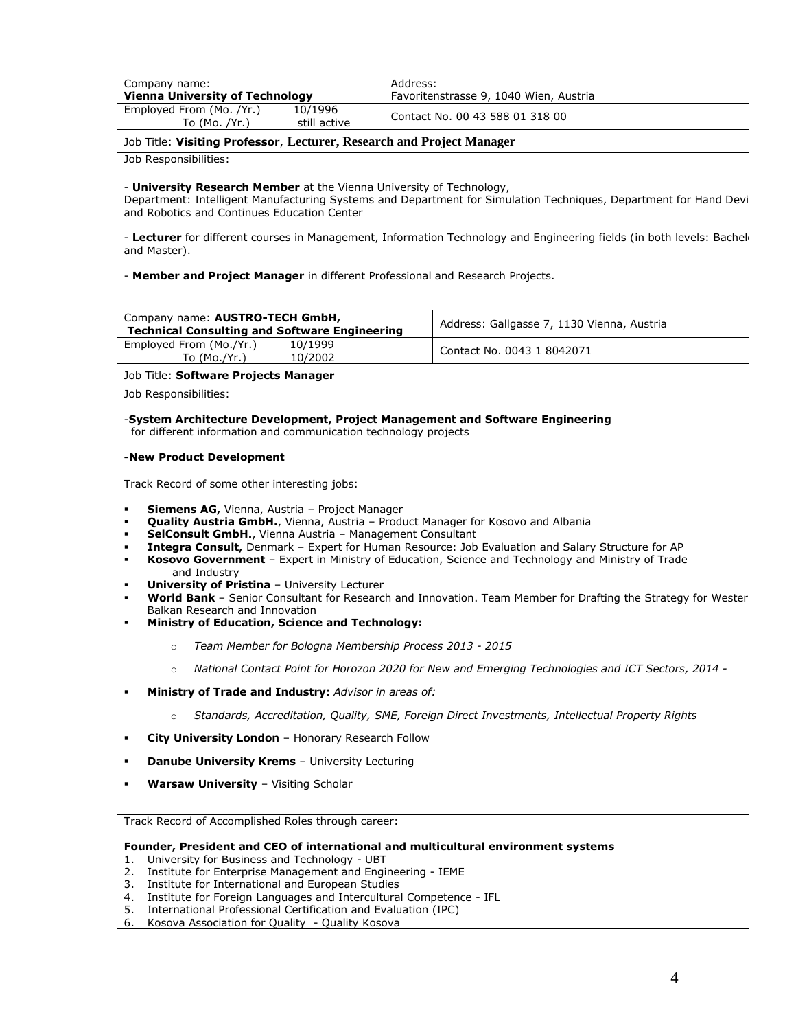| Company name: **Vienna University of Technology** | Address: Favoritenstrasse 9, 1040 Wien, Austria |
|---|---|
| Employed From (Mo. /Yr.) 10/1996 To (Mo. /Yr.) still active | Contact No. 00 43 588 01 318 00 |

Job Title: **Visiting Professor**, **Lecturer, Research and Project Manager**

Job Responsibilities:

- **University Research Member** at the Vienna University of Technology, Department: Intelligent Manufacturing Systems and Department for Simulation Techniques, Department for Hand Devi and Robotics and Continues Education Center

- **Lecturer** for different courses in Management, Information Technology and Engineering fields (in both levels: Bachel and Master).

- **Member and Project Manager** in different Professional and Research Projects.

| Company name: **AUSTRO-TECH GmbH, Technical Consulting and Software Engineering** | Address: Gallgasse 7, 1130 Vienna, Austria |
|---|---|
| Employed From (Mo./Yr.) 10/1999 To (Mo./Yr.) 10/2002 | Contact No. 0043 1 8042071 |

Job Title: **Software Projects Manager**

Job Responsibilities:

-**System Architecture Development, Project Management and Software Engineering** for different information and communication technology projects

**-New Product Development**

Track Record of some other interesting jobs:

- **Siemens AG,** Vienna, Austria – Project Manager
- **Quality Austria GmbH.**, Vienna, Austria – Product Manager for Kosovo and Albania
- **SelConsult GmbH.**, Vienna Austria – Management Consultant
- **Integra Consult,** Denmark – Expert for Human Resource: Job Evaluation and Salary Structure for AP
- **Kosovo Government** – Expert in Ministry of Education, Science and Technology and Ministry of Trade and Industry
- **University of Pristina** – University Lecturer
- **World Bank** – Senior Consultant for Research and Innovation. Team Member for Drafting the Strategy for Wester Balkan Research and Innovation
- **Ministry of Education, Science and Technology:**
  - *Team Member for Bologna Membership Process 2013 - 2015*
  - *National Contact Point for Horozon 2020 for New and Emerging Technologies and ICT Sectors, 2014 -*
- **Ministry of Trade and Industry:** *Advisor in areas of:*
  - *Standards, Accreditation, Quality, SME, Foreign Direct Investments, Intellectual Property Rights*
- **City University London** – Honorary Research Follow
- **Danube University Krems** – University Lecturing
- **Warsaw University** – Visiting Scholar

Track Record of Accomplished Roles through career:

**Founder, President and CEO of international and multicultural environment systems**

1. University for Business and Technology - UBT
2. Institute for Enterprise Management and Engineering - IEME
3. Institute for International and European Studies
4. Institute for Foreign Languages and Intercultural Competence - IFL
5. International Professional Certification and Evaluation (IPC)
6. Kosova Association for Quality - Quality Kosova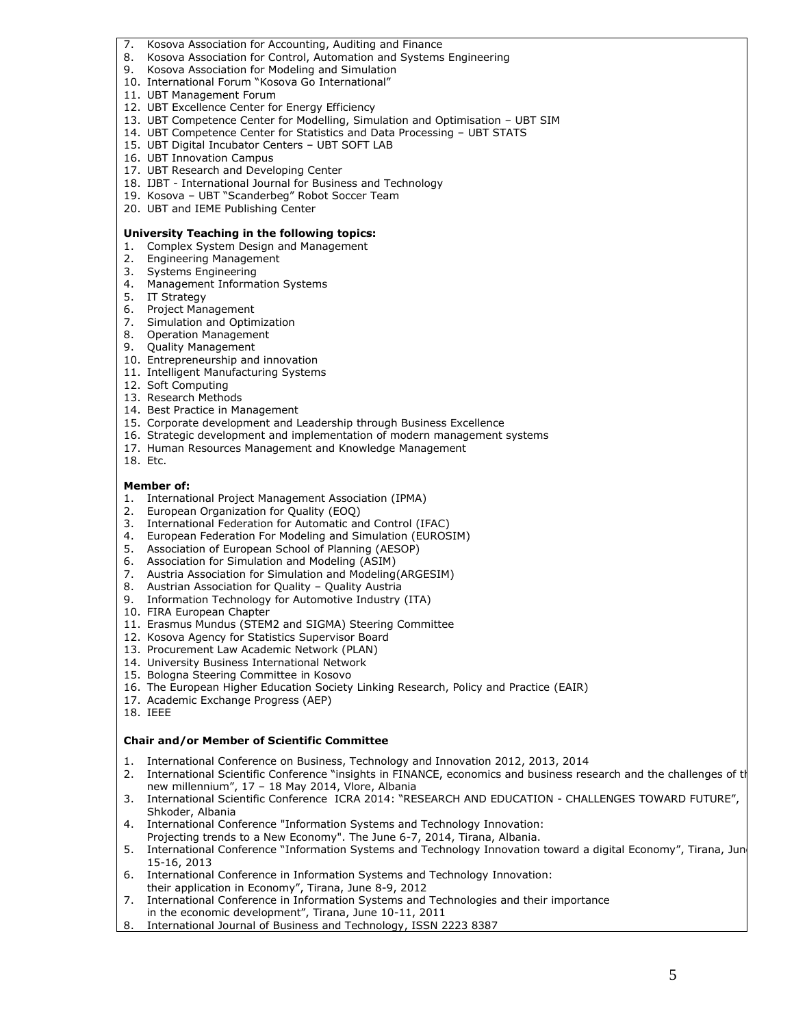7. Kosova Association for Accounting, Auditing and Finance
8. Kosova Association for Control, Automation and Systems Engineering
9. Kosova Association for Modeling and Simulation
10. International Forum "Kosova Go International"
11. UBT Management Forum
12. UBT Excellence Center for Energy Efficiency
13. UBT Competence Center for Modelling, Simulation and Optimisation – UBT SIM
14. UBT Competence Center for Statistics and Data Processing – UBT STATS
15. UBT Digital Incubator Centers – UBT SOFT LAB
16. UBT Innovation Campus
17. UBT Research and Developing Center
18. IJBT - International Journal for Business and Technology
19. Kosova – UBT "Scanderbeg" Robot Soccer Team
20. UBT and IEME Publishing Center

**University Teaching in the following topics:**

1. Complex System Design and Management
2. Engineering Management
3. Systems Engineering
4. Management Information Systems
5. IT Strategy
6. Project Management
7. Simulation and Optimization
8. Operation Management
9. Quality Management
10. Entrepreneurship and innovation
11. Intelligent Manufacturing Systems
12. Soft Computing
13. Research Methods
14. Best Practice in Management
15. Corporate development and Leadership through Business Excellence
16. Strategic development and implementation of modern management systems
17. Human Resources Management and Knowledge Management
18. Etc.

**Member of:**

1. International Project Management Association (IPMA)
2. European Organization for Quality (EOQ)
3. International Federation for Automatic and Control (IFAC)
4. European Federation For Modeling and Simulation (EUROSIM)
5. Association of European School of Planning (AESOP)
6. Association for Simulation and Modeling (ASIM)
7. Austria Association for Simulation and Modeling(ARGESIM)
8. Austrian Association for Quality – Quality Austria
9. Information Technology for Automotive Industry (ITA)
10. FIRA European Chapter
11. Erasmus Mundus (STEM2 and SIGMA) Steering Committee
12. Kosova Agency for Statistics Supervisor Board
13. Procurement Law Academic Network (PLAN)
14. University Business International Network
15. Bologna Steering Committee in Kosovo
16. The European Higher Education Society Linking Research, Policy and Practice (EAIR)
17. Academic Exchange Progress (AEP)
18. IEEE

**Chair and/or Member of Scientific Committee**

1. International Conference on Business, Technology and Innovation 2012, 2013, 2014
2. International Scientific Conference "insights in FINANCE, economics and business research and the challenges of th new millennium", 17 – 18 May 2014, Vlore, Albania
3. International Scientific Conference ICRA 2014: "RESEARCH AND EDUCATION - CHALLENGES TOWARD FUTURE", Shkoder, Albania
4. International Conference "Information Systems and Technology Innovation: Projecting trends to a New Economy". The June 6-7, 2014, Tirana, Albania.
5. International Conference "Information Systems and Technology Innovation toward a digital Economy", Tirana, June 15-16, 2013
6. International Conference in Information Systems and Technology Innovation: their application in Economy", Tirana, June 8-9, 2012
7. International Conference in Information Systems and Technologies and their importance in the economic development", Tirana, June 10-11, 2011
8. International Journal of Business and Technology, ISSN 2223 8387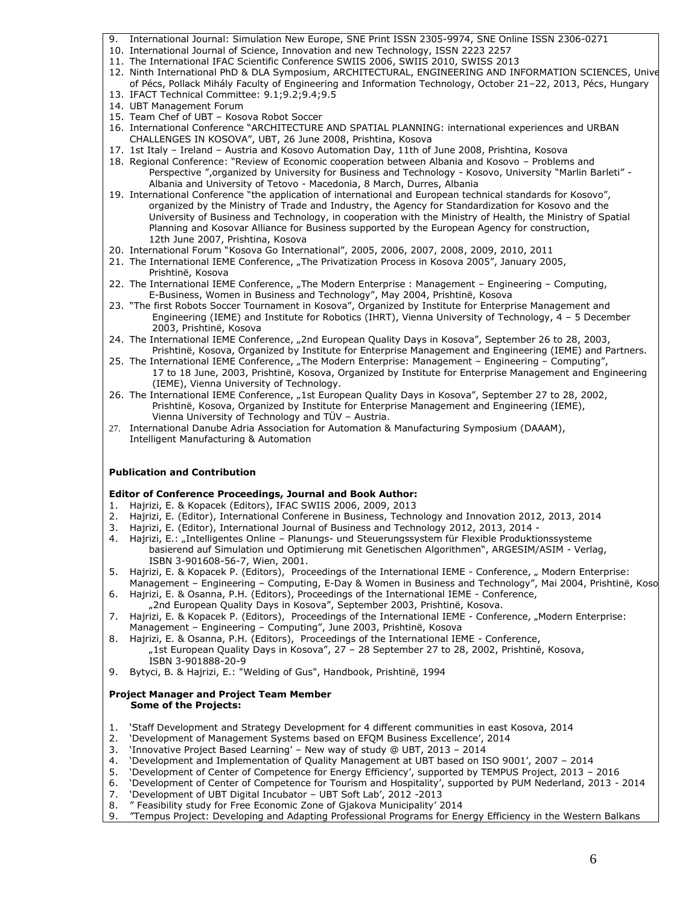9. International Journal: Simulation New Europe, SNE Print ISSN 2305-9974, SNE Online ISSN 2306-0271
10. International Journal of Science, Innovation and new Technology, ISSN 2223 2257
11. The International IFAC Scientific Conference SWIIS 2006, SWIIS 2010, SWISS 2013
12. Ninth International PhD & DLA Symposium, ARCHITECTURAL, ENGINEERING AND INFORMATION SCIENCES, Unive of Pécs, Pollack Mihály Faculty of Engineering and Information Technology, October 21–22, 2013, Pécs, Hungary
13. IFACT Technical Committee: 9.1;9.2;9.4;9.5
14. UBT Management Forum
15. Team Chef of UBT – Kosova Robot Soccer
16. International Conference "ARCHITECTURE AND SPATIAL PLANNING: international experiences and URBAN CHALLENGES IN KOSOVA", UBT, 26 June 2008, Prishtina, Kosova
17. 1st Italy – Ireland – Austria and Kosovo Automation Day, 11th of June 2008, Prishtina, Kosova
18. Regional Conference: "Review of Economic cooperation between Albania and Kosovo – Problems and Perspective ",organized by University for Business and Technology - Kosovo, University "Marlin Barleti" - Albania and University of Tetovo - Macedonia, 8 March, Durres, Albania
19. International Conference "the application of international and European technical standards for Kosovo", organized by the Ministry of Trade and Industry, the Agency for Standardization for Kosovo and the University of Business and Technology, in cooperation with the Ministry of Health, the Ministry of Spatial Planning and Kosovar Alliance for Business supported by the European Agency for construction, 12th June 2007, Prishtina, Kosova
20. International Forum "Kosova Go International", 2005, 2006, 2007, 2008, 2009, 2010, 2011
21. The International IEME Conference, „The Privatization Process in Kosova 2005", January 2005, Prishtinë, Kosova
22. The International IEME Conference, „The Modern Enterprise : Management – Engineering – Computing, E-Business, Women in Business and Technology", May 2004, Prishtinë, Kosova
23. "The first Robots Soccer Tournament in Kosova", Organized by Institute for Enterprise Management and Engineering (IEME) and Institute for Robotics (IHRT), Vienna University of Technology, 4 – 5 December 2003, Prishtinë, Kosova
24. The International IEME Conference, „2nd European Quality Days in Kosova", September 26 to 28, 2003, Prishtinë, Kosova, Organized by Institute for Enterprise Management and Engineering (IEME) and Partners.
25. The International IEME Conference, „The Modern Enterprise: Management – Engineering – Computing", 17 to 18 June, 2003, Prishtinë, Kosova, Organized by Institute for Enterprise Management and Engineering (IEME), Vienna University of Technology.
26. The International IEME Conference, „1st European Quality Days in Kosova", September 27 to 28, 2002, Prishtinë, Kosova, Organized by Institute for Enterprise Management and Engineering (IEME), Vienna University of Technology and TÜV – Austria.
27. International Danube Adria Association for Automation & Manufacturing Symposium (DAAAM), Intelligent Manufacturing & Automation

**Publication and Contribution**

**Editor of Conference Proceedings, Journal and Book Author:**

1. Hajrizi, E. & Kopacek (Editors), IFAC SWIIS 2006, 2009, 2013
2. Hajrizi, E. (Editor), International Conferene in Business, Technology and Innovation 2012, 2013, 2014
3. Hajrizi, E. (Editor), International Journal of Business and Technology 2012, 2013, 2014 -
4. Hajrizi, E.: „Intelligentes Online – Planungs- und Steuerungssystem für Flexible Produktionssysteme basierend auf Simulation und Optimierung mit Genetischen Algorithmen", ARGESIM/ASIM - Verlag, ISBN 3-901608-56-7, Wien, 2001.
5. Hajrizi, E. & Kopacek P. (Editors), Proceedings of the International IEME - Conference, „ Modern Enterprise: Management – Engineering – Computing, E-Day & Women in Business and Technology", Mai 2004, Prishtinë, Koso
6. Hajrizi, E. & Osanna, P.H. (Editors), Proceedings of the International IEME - Conference, „2nd European Quality Days in Kosova", September 2003, Prishtinë, Kosova.
7. Hajrizi, E. & Kopacek P. (Editors), Proceedings of the International IEME - Conference, „Modern Enterprise: Management – Engineering – Computing", June 2003, Prishtinë, Kosova
8. Hajrizi, E. & Osanna, P.H. (Editors), Proceedings of the International IEME - Conference, „1st European Quality Days in Kosova", 27 – 28 September 27 to 28, 2002, Prishtinë, Kosova, ISBN 3-901888-20-9
9. Bytyci, B. & Hajrizi, E.: "Welding of Gus", Handbook, Prishtinë, 1994

**Project Manager and Project Team Member**
**Some of the Projects:**

1. 'Staff Development and Strategy Development for 4 different communities in east Kosova, 2014
2. 'Development of Management Systems based on EFQM Business Excellence', 2014
3. 'Innovative Project Based Learning' – New way of study @ UBT, 2013 – 2014
4. 'Development and Implementation of Quality Management at UBT based on ISO 9001', 2007 – 2014
5. 'Development of Center of Competence for Energy Efficiency', supported by TEMPUS Project, 2013 – 2016
6. 'Development of Center of Competence for Tourism and Hospitality', supported by PUM Nederland, 2013 - 2014
7. 'Development of UBT Digital Incubator – UBT Soft Lab', 2012 -2013
8. " Feasibility study for Free Economic Zone of Gjakova Municipality' 2014
9. "Tempus Project: Developing and Adapting Professional Programs for Energy Efficiency in the Western Balkans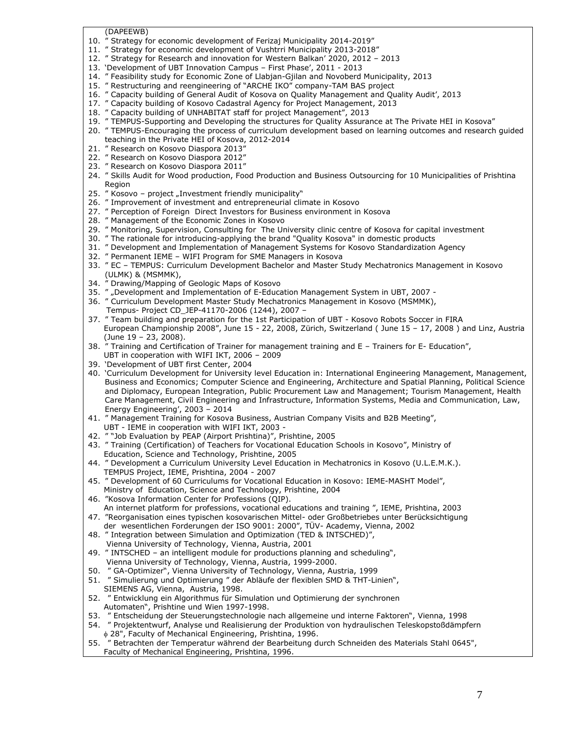(DAPEEWB)

10. " Strategy for economic development of Ferizaj Municipality 2014-2019"
11. " Strategy for economic development of Vushtrri Municipality 2013-2018"
12. " Strategy for Research and innovation for Western Balkan' 2020, 2012 – 2013
13. 'Development of UBT Innovation Campus – First Phase', 2011 - 2013
14. " Feasibility study for Economic Zone of Llabjan-Gjilan and Novoberd Municipality, 2013
15. " Restructuring and reengineering of "ARCHE IKO" company-TAM BAS project
16. " Capacity building of General Audit of Kosova on Quality Management and Quality Audit', 2013
17. " Capacity building of Kosovo Cadastral Agency for Project Management, 2013
18. " Capacity building of UNHABITAT staff for project Management", 2013
19. " TEMPUS-Supporting and Developing the structures for Quality Assurance at The Private HEI in Kosova"
20. " TEMPUS-Encouraging the process of curriculum development based on learning outcomes and research guided teaching in the Private HEI of Kosova, 2012-2014
21. " Research on Kosovo Diaspora 2013"
22. " Research on Kosovo Diaspora 2012"
23. " Research on Kosovo Diaspora 2011"
24. " Skills Audit for Wood production, Food Production and Business Outsourcing for 10 Municipalities of Prishtina Region
25. " Kosovo – project „Investment friendly municipality"
26. " Improvement of investment and entrepreneurial climate in Kosovo
27. " Perception of Foreign Direct Investors for Business environment in Kosova
28. " Management of the Economic Zones in Kosovo
29. " Monitoring, Supervision, Consulting for The University clinic centre of Kosova for capital investment
30. " The rationale for introducing-applying the brand "Quality Kosova" in domestic products
31. " Development and Implementation of Management Systems for Kosovo Standardization Agency
32. " Permanent IEME – WIFI Program for SME Managers in Kosova
33. " EC – TEMPUS: Curriculum Development Bachelor and Master Study Mechatronics Management in Kosovo (ULMK) & (MSMMK),
34. " Drawing/Mapping of Geologic Maps of Kosovo
35. " „Development and Implementation of E-Education Management System in UBT, 2007 -
36. " Curriculum Development Master Study Mechatronics Management in Kosovo (MSMMK), Tempus- Project CD_JEP-41170-2006 (1244), 2007 –
37. " Team building and preparation for the 1st Participation of UBT - Kosovo Robots Soccer in FIRA European Championship 2008", June 15 - 22, 2008, Zürich, Switzerland ( June 15 – 17, 2008 ) and Linz, Austria (June 19 – 23, 2008).
38. " Training and Certification of Trainer for management training and E – Trainers for E- Education", UBT in cooperation with WIFI IKT, 2006 – 2009
39. 'Development of UBT first Center, 2004
40. 'Curriculum Development for University level Education in: International Engineering Management, Management, Business and Economics; Computer Science and Engineering, Architecture and Spatial Planning, Political Science and Diplomacy, European Integration, Public Procurement Law and Management; Tourism Management, Health Care Management, Civil Engineering and Infrastructure, Information Systems, Media and Communication, Law, Energy Engineering', 2003 – 2014
41. " Management Training for Kosova Business, Austrian Company Visits and B2B Meeting", UBT - IEME in cooperation with WIFI IKT, 2003 -
42. " "Job Evaluation by PEAP (Airport Prishtina)", Prishtine, 2005
43. " Training (Certification) of Teachers for Vocational Education Schools in Kosovo", Ministry of Education, Science and Technology, Prishtine, 2005
44. " Development a Curriculum University Level Education in Mechatronics in Kosovo (U.L.E.M.K.). TEMPUS Project, IEME, Prishtina, 2004 - 2007
45. " Development of 60 Curriculums for Vocational Education in Kosovo: IEME-MASHT Model", Ministry of Education, Science and Technology, Prishtine, 2004
46. "Kosova Information Center for Professions (QIP). An internet platform for professions, vocational educations and training ", IEME, Prishtina, 2003
47. "Reorganisation eines typischen kosovarischen Mittel- oder Großbetriebes unter Berücksichtigung der wesentlichen Forderungen der ISO 9001: 2000", TÜV- Academy, Vienna, 2002
48. " Integration between Simulation and Optimization (TED & INTSCHED)", Vienna University of Technology, Vienna, Austria, 2001
49. " INTSCHED – an intelligent module for productions planning and scheduling", Vienna University of Technology, Vienna, Austria, 1999-2000.
50. " GA-Optimizer", Vienna University of Technology, Vienna, Austria, 1999
51. " Simulierung und Optimierung " der Abläufe der flexiblen SMD & THT-Linien", SIEMENS AG, Vienna, Austria, 1998.
52. " Entwicklung ein Algorithmus für Simulation und Optimierung der synchronen Automaten", Prishtine und Wien 1997-1998.
53. " Entscheidung der Steuerungstechnologie nach allgemeine und interne Faktoren", Vienna, 1998
54. " Projektentwurf, Analyse und Realisierung der Produktion von hydraulischen Teleskopstoßdämpfern $\phi$ 28", Faculty of Mechanical Engineering, Prishtina, 1996.
55. " Betrachten der Temperatur während der Bearbeitung durch Schneiden des Materials Stahl 0645", Faculty of Mechanical Engineering, Prishtina, 1996.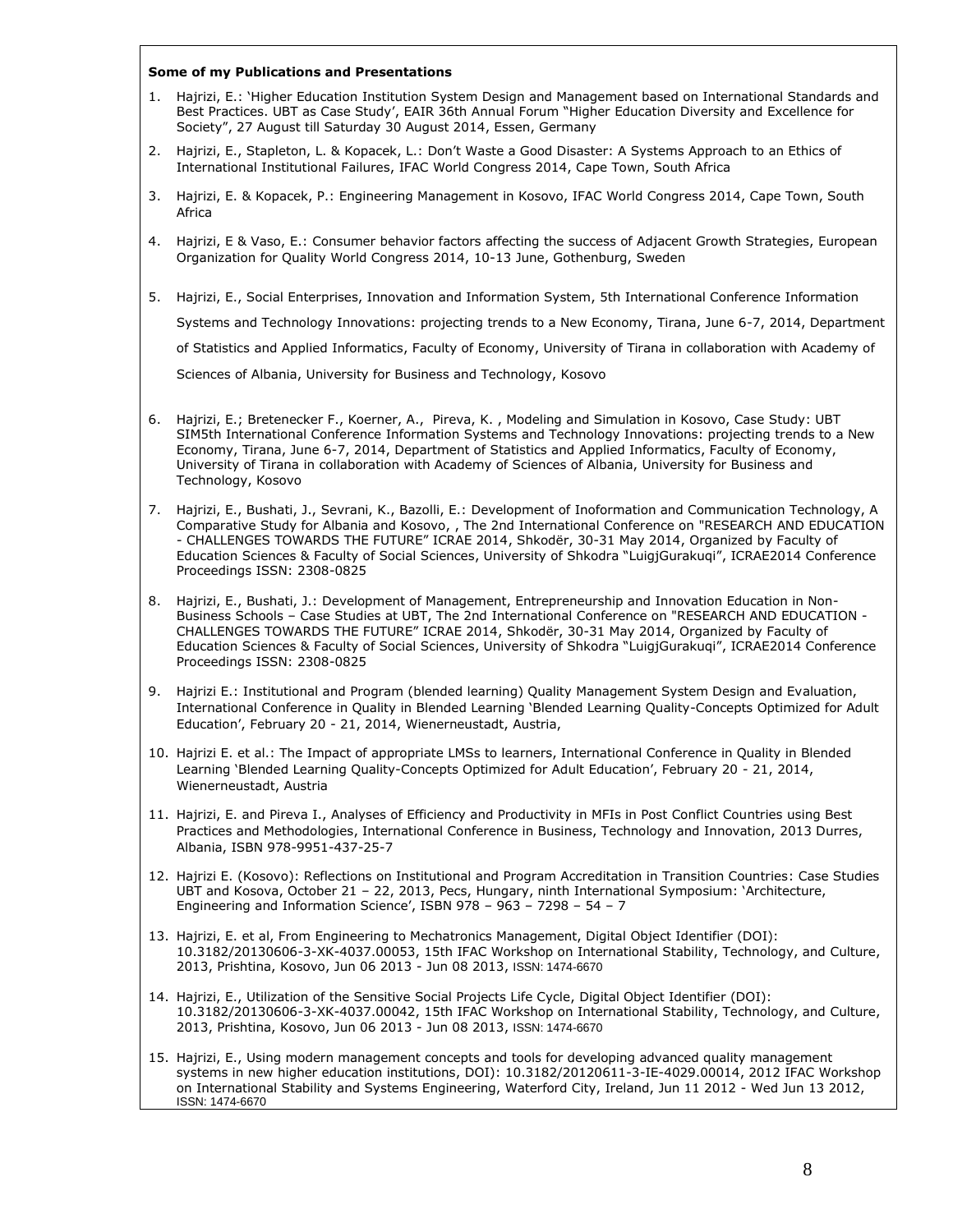**Some of my Publications and Presentations**

1. Hajrizi, E.: 'Higher Education Institution System Design and Management based on International Standards and Best Practices. UBT as Case Study', EAIR 36th Annual Forum "Higher Education Diversity and Excellence for Society", 27 August till Saturday 30 August 2014, Essen, Germany
2. Hajrizi, E., Stapleton, L. & Kopacek, L.: Don't Waste a Good Disaster: A Systems Approach to an Ethics of International Institutional Failures, IFAC World Congress 2014, Cape Town, South Africa
3. Hajrizi, E. & Kopacek, P.: Engineering Management in Kosovo, IFAC World Congress 2014, Cape Town, South Africa
4. Hajrizi, E & Vaso, E.: Consumer behavior factors affecting the success of Adjacent Growth Strategies, European Organization for Quality World Congress 2014, 10-13 June, Gothenburg, Sweden
5. Hajrizi, E., Social Enterprises, Innovation and Information System, 5th International Conference Information Systems and Technology Innovations: projecting trends to a New Economy, Tirana, June 6-7, 2014, Department of Statistics and Applied Informatics, Faculty of Economy, University of Tirana in collaboration with Academy of Sciences of Albania, University for Business and Technology, Kosovo
6. Hajrizi, E.; Bretenecker F., Koerner, A., Pireva, K. , Modeling and Simulation in Kosovo, Case Study: UBT SIM5th International Conference Information Systems and Technology Innovations: projecting trends to a New Economy, Tirana, June 6-7, 2014, Department of Statistics and Applied Informatics, Faculty of Economy, University of Tirana in collaboration with Academy of Sciences of Albania, University for Business and Technology, Kosovo
7. Hajrizi, E., Bushati, J., Sevrani, K., Bazolli, E.: Development of Inoformation and Communication Technology, A Comparative Study for Albania and Kosovo, , The 2nd International Conference on "RESEARCH AND EDUCATION - CHALLENGES TOWARDS THE FUTURE" ICRAE 2014, Shkodër, 30-31 May 2014, Organized by Faculty of Education Sciences & Faculty of Social Sciences, University of Shkodra "LuigjGurakuqi", ICRAE2014 Conference Proceedings ISSN: 2308-0825
8. Hajrizi, E., Bushati, J.: Development of Management, Entrepreneurship and Innovation Education in Non-Business Schools – Case Studies at UBT, The 2nd International Conference on "RESEARCH AND EDUCATION - CHALLENGES TOWARDS THE FUTURE" ICRAE 2014, Shkodër, 30-31 May 2014, Organized by Faculty of Education Sciences & Faculty of Social Sciences, University of Shkodra "LuigjGurakuqi", ICRAE2014 Conference Proceedings ISSN: 2308-0825
9. Hajrizi E.: Institutional and Program (blended learning) Quality Management System Design and Evaluation, International Conference in Quality in Blended Learning 'Blended Learning Quality-Concepts Optimized for Adult Education', February 20 - 21, 2014, Wienerneustadt, Austria,
10. Hajrizi E. et al.: The Impact of appropriate LMSs to learners, International Conference in Quality in Blended Learning 'Blended Learning Quality-Concepts Optimized for Adult Education', February 20 - 21, 2014, Wienerneustadt, Austria
11. Hajrizi, E. and Pireva I., Analyses of Efficiency and Productivity in MFIs in Post Conflict Countries using Best Practices and Methodologies, International Conference in Business, Technology and Innovation, 2013 Durres, Albania, ISBN 978-9951-437-25-7
12. Hajrizi E. (Kosovo): Reflections on Institutional and Program Accreditation in Transition Countries: Case Studies UBT and Kosova, October 21 – 22, 2013, Pecs, Hungary, ninth International Symposium: 'Architecture, Engineering and Information Science', ISBN 978 – 963 – 7298 – 54 – 7
13. Hajrizi, E. et al, From Engineering to Mechatronics Management, Digital Object Identifier (DOI): 10.3182/20130606-3-XK-4037.00053, 15th IFAC Workshop on International Stability, Technology, and Culture, 2013, Prishtina, Kosovo, Jun 06 2013 - Jun 08 2013, ISSN: 1474-6670
14. Hajrizi, E., Utilization of the Sensitive Social Projects Life Cycle, Digital Object Identifier (DOI): 10.3182/20130606-3-XK-4037.00042, 15th IFAC Workshop on International Stability, Technology, and Culture, 2013, Prishtina, Kosovo, Jun 06 2013 - Jun 08 2013, ISSN: 1474-6670
15. Hajrizi, E., Using modern management concepts and tools for developing advanced quality management systems in new higher education institutions, DOI): 10.3182/20120611-3-IE-4029.00014, 2012 IFAC Workshop on International Stability and Systems Engineering, Waterford City, Ireland, Jun 11 2012 - Wed Jun 13 2012, ISSN: 1474-6670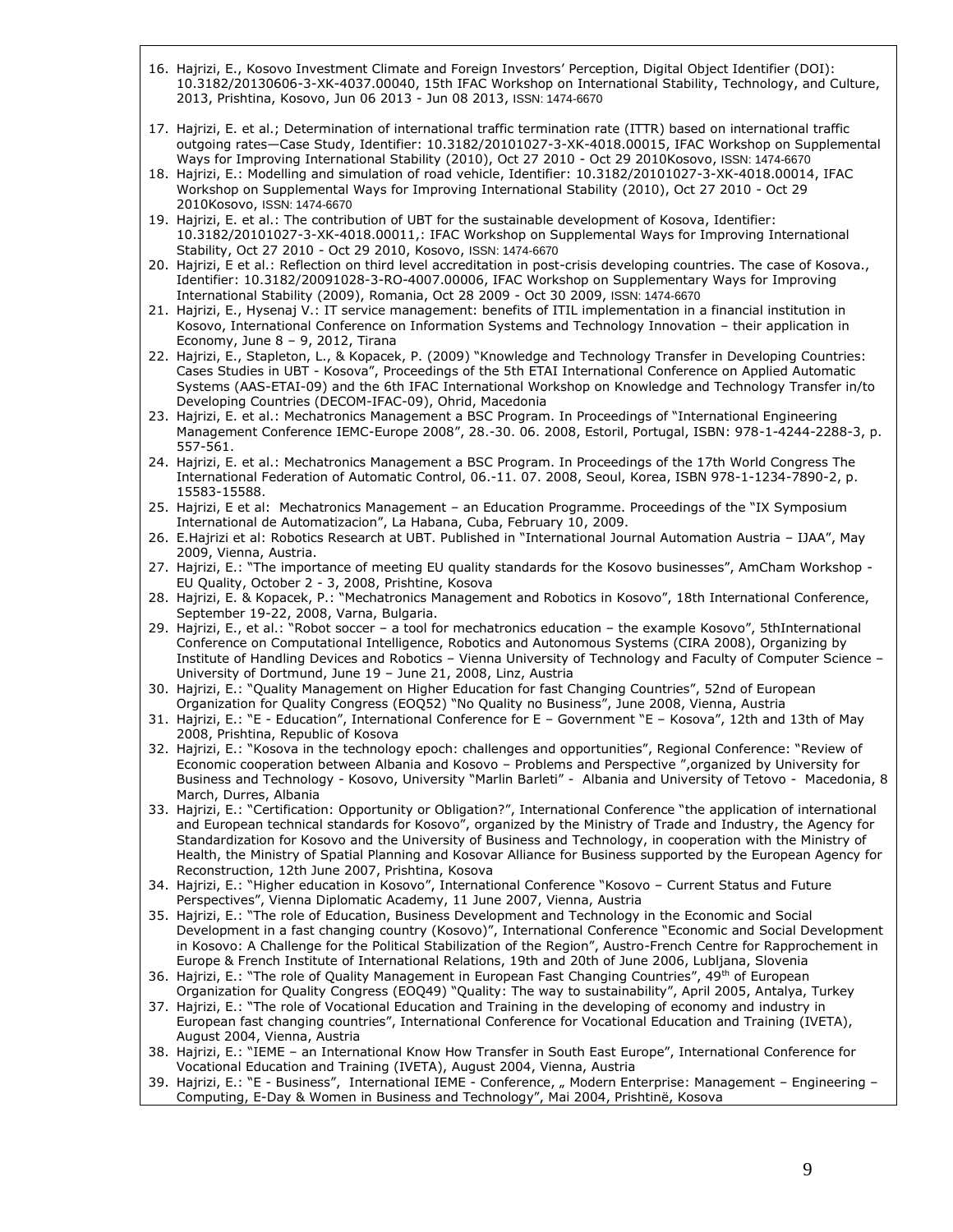16. Hajrizi, E., Kosovo Investment Climate and Foreign Investors' Perception, Digital Object Identifier (DOI): 10.3182/20130606-3-XK-4037.00040, 15th IFAC Workshop on International Stability, Technology, and Culture, 2013, Prishtina, Kosovo, Jun 06 2013 - Jun 08 2013, ISSN: 1474-6670
17. Hajrizi, E. et al.; Determination of international traffic termination rate (ITTR) based on international traffic outgoing rates—Case Study, Identifier: 10.3182/20101027-3-XK-4018.00015, IFAC Workshop on Supplemental Ways for Improving International Stability (2010), Oct 27 2010 - Oct 29 2010Kosovo, ISSN: 1474-6670
18. Hajrizi, E.: Modelling and simulation of road vehicle, Identifier: 10.3182/20101027-3-XK-4018.00014, IFAC Workshop on Supplemental Ways for Improving International Stability (2010), Oct 27 2010 - Oct 29 2010Kosovo, ISSN: 1474-6670
19. Hajrizi, E. et al.: The contribution of UBT for the sustainable development of Kosova, Identifier: 10.3182/20101027-3-XK-4018.00011,: IFAC Workshop on Supplemental Ways for Improving International Stability, Oct 27 2010 - Oct 29 2010, Kosovo, ISSN: 1474-6670
20. Hajrizi, E et al.: Reflection on third level accreditation in post-crisis developing countries. The case of Kosova., Identifier: 10.3182/20091028-3-RO-4007.00006, IFAC Workshop on Supplementary Ways for Improving International Stability (2009), Romania, Oct 28 2009 - Oct 30 2009, ISSN: 1474-6670
21. Hajrizi, E., Hysenaj V.: IT service management: benefits of ITIL implementation in a financial institution in Kosovo, International Conference on Information Systems and Technology Innovation – their application in Economy, June 8 – 9, 2012, Tirana
22. Hajrizi, E., Stapleton, L., & Kopacek, P. (2009) "Knowledge and Technology Transfer in Developing Countries: Cases Studies in UBT - Kosova", Proceedings of the 5th ETAI International Conference on Applied Automatic Systems (AAS-ETAI-09) and the 6th IFAC International Workshop on Knowledge and Technology Transfer in/to Developing Countries (DECOM-IFAC-09), Ohrid, Macedonia
23. Hajrizi, E. et al.: Mechatronics Management a BSC Program. In Proceedings of "International Engineering Management Conference IEMC-Europe 2008", 28.-30. 06. 2008, Estoril, Portugal, ISBN: 978-1-4244-2288-3, p. 557-561.
24. Hajrizi, E. et al.: Mechatronics Management a BSC Program. In Proceedings of the 17th World Congress The International Federation of Automatic Control, 06.-11. 07. 2008, Seoul, Korea, ISBN 978-1-1234-7890-2, p. 15583-15588.
25. Hajrizi, E et al: Mechatronics Management – an Education Programme. Proceedings of the "IX Symposium International de Automatizacion", La Habana, Cuba, February 10, 2009.
26. E.Hajrizi et al: Robotics Research at UBT. Published in "International Journal Automation Austria – IJAA", May 2009, Vienna, Austria.
27. Hajrizi, E.: "The importance of meeting EU quality standards for the Kosovo businesses", AmCham Workshop - EU Quality, October 2 - 3, 2008, Prishtine, Kosova
28. Hajrizi, E. & Kopacek, P.: "Mechatronics Management and Robotics in Kosovo", 18th International Conference, September 19-22, 2008, Varna, Bulgaria.
29. Hajrizi, E., et al.: "Robot soccer – a tool for mechatronics education – the example Kosovo", 5thInternational Conference on Computational Intelligence, Robotics and Autonomous Systems (CIRA 2008), Organizing by Institute of Handling Devices and Robotics – Vienna University of Technology and Faculty of Computer Science – University of Dortmund, June 19 – June 21, 2008, Linz, Austria
30. Hajrizi, E.: "Quality Management on Higher Education for fast Changing Countries", 52nd of European Organization for Quality Congress (EOQ52) "No Quality no Business", June 2008, Vienna, Austria
31. Hajrizi, E.: "E - Education", International Conference for E – Government "E – Kosova", 12th and 13th of May 2008, Prishtina, Republic of Kosova
32. Hajrizi, E.: "Kosova in the technology epoch: challenges and opportunities", Regional Conference: "Review of Economic cooperation between Albania and Kosovo – Problems and Perspective ",organized by University for Business and Technology - Kosovo, University "Marlin Barleti" - Albania and University of Tetovo - Macedonia, 8 March, Durres, Albania
33. Hajrizi, E.: "Certification: Opportunity or Obligation?", International Conference "the application of international and European technical standards for Kosovo", organized by the Ministry of Trade and Industry, the Agency for Standardization for Kosovo and the University of Business and Technology, in cooperation with the Ministry of Health, the Ministry of Spatial Planning and Kosovar Alliance for Business supported by the European Agency for Reconstruction, 12th June 2007, Prishtina, Kosova
34. Hajrizi, E.: "Higher education in Kosovo", International Conference "Kosovo – Current Status and Future Perspectives", Vienna Diplomatic Academy, 11 June 2007, Vienna, Austria
35. Hajrizi, E.: "The role of Education, Business Development and Technology in the Economic and Social Development in a fast changing country (Kosovo)", International Conference "Economic and Social Development in Kosovo: A Challenge for the Political Stabilization of the Region", Austro-French Centre for Rapprochement in Europe & French Institute of International Relations, 19th and 20th of June 2006, Lubljana, Slovenia
36. Hajrizi, E.: "The role of Quality Management in European Fast Changing Countries", 49th of European Organization for Quality Congress (EOQ49) "Quality: The way to sustainability", April 2005, Antalya, Turkey
37. Hajrizi, E.: "The role of Vocational Education and Training in the developing of economy and industry in European fast changing countries", International Conference for Vocational Education and Training (IVETA), August 2004, Vienna, Austria
38. Hajrizi, E.: "IEME – an International Know How Transfer in South East Europe", International Conference for Vocational Education and Training (IVETA), August 2004, Vienna, Austria
39. Hajrizi, E.: "E - Business", International IEME - Conference, „ Modern Enterprise: Management – Engineering – Computing, E-Day & Women in Business and Technology", Mai 2004, Prishtinë, Kosova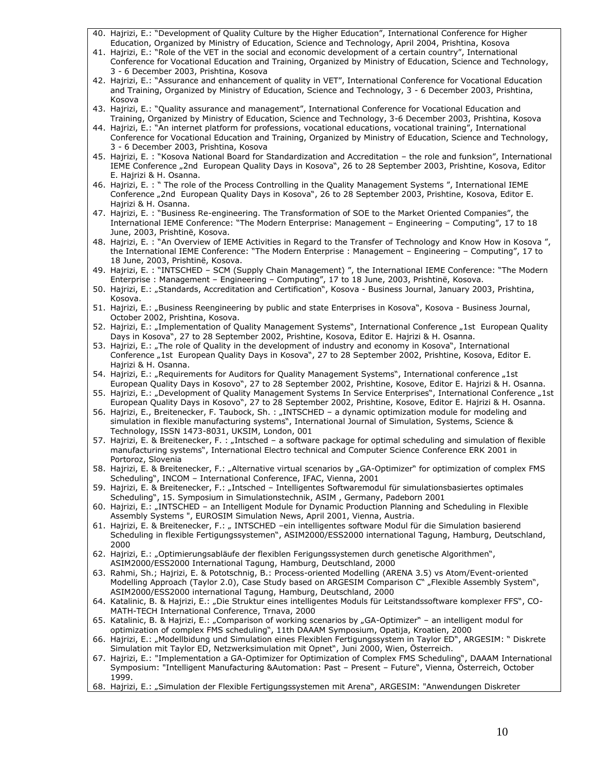40. Hajrizi, E.: "Development of Quality Culture by the Higher Education", International Conference for Higher Education, Organized by Ministry of Education, Science and Technology, April 2004, Prishtina, Kosova
41. Hajrizi, E.: "Role of the VET in the social and economic development of a certain country", International Conference for Vocational Education and Training, Organized by Ministry of Education, Science and Technology, 3 - 6 December 2003, Prishtina, Kosova
42. Hajrizi, E.: "Assurance and enhancement of quality in VET", International Conference for Vocational Education and Training, Organized by Ministry of Education, Science and Technology, 3 - 6 December 2003, Prishtina, Kosova
43. Hajrizi, E.: "Quality assurance and management", International Conference for Vocational Education and Training, Organized by Ministry of Education, Science and Technology, 3-6 December 2003, Prishtina, Kosova
44. Hajrizi, E.: "An internet platform for professions, vocational educations, vocational training", International Conference for Vocational Education and Training, Organized by Ministry of Education, Science and Technology, 3 - 6 December 2003, Prishtina, Kosova
45. Hajrizi, E. : "Kosova National Board for Standardization and Accreditation – the role and funksion", International IEME Conference „2nd European Quality Days in Kosova", 26 to 28 September 2003, Prishtine, Kosova, Editor E. Hajrizi & H. Osanna.
46. Hajrizi, E. : " The role of the Process Controlling in the Quality Management Systems ", International IEME Conference „2nd European Quality Days in Kosova", 26 to 28 September 2003, Prishtine, Kosova, Editor E. Hajrizi & H. Osanna.
47. Hajrizi, E. : "Business Re-engineering. The Transformation of SOE to the Market Oriented Companies", the International IEME Conference: "The Modern Enterprise: Management – Engineering – Computing", 17 to 18 June, 2003, Prishtinë, Kosova.
48. Hajrizi, E. : "An Overview of IEME Activities in Regard to the Transfer of Technology and Know How in Kosova ", the International IEME Conference: "The Modern Enterprise : Management – Engineering – Computing", 17 to 18 June, 2003, Prishtinë, Kosova.
49. Hajrizi, E. : "INTSCHED – SCM (Supply Chain Management) ", the International IEME Conference: "The Modern Enterprise : Management – Engineering – Computing", 17 to 18 June, 2003, Prishtinë, Kosova.
50. Hajrizi, E.: „Standards, Accreditation and Certification", Kosova - Business Journal, January 2003, Prishtina, Kosova.
51. Hajrizi, E.: „Business Reengineering by public and state Enterprises in Kosova", Kosova - Business Journal, October 2002, Prishtina, Kosova.
52. Hajrizi, E.: „Implementation of Quality Management Systems", International Conference „1st European Quality Days in Kosova", 27 to 28 September 2002, Prishtine, Kosova, Editor E. Hajrizi & H. Osanna.
53. Hajrizi, E.: „The role of Quality in the development of industry and economy in Kosova", International Conference „1st European Quality Days in Kosova", 27 to 28 September 2002, Prishtine, Kosova, Editor E. Hajrizi & H. Osanna.
54. Hajrizi, E.: „Requirements for Auditors for Quality Management Systems", International conference „1st European Quality Days in Kosovo", 27 to 28 September 2002, Prishtine, Kosove, Editor E. Hajrizi & H. Osanna.
55. Hajrizi, E.: „Development of Quality Management Systems In Service Enterprises", International Conference „1st European Quality Days in Kosovo", 27 to 28 September 2002, Prishtine, Kosove, Editor E. Hajrizi & H. Osanna.
56. Hajrizi, E., Breitenecker, F. Taubock, Sh. : „INTSCHED – a dynamic optimization module for modeling and simulation in flexible manufacturing systems", International Journal of Simulation, Systems, Science & Technology, ISSN 1473-8031, UKSIM, London, 001
57. Hajrizi, E. & Breitenecker, F. : „Intsched – a software package for optimal scheduling and simulation of flexible manufacturing systems", International Electro technical and Computer Science Conference ERK 2001 in Portoroz, Slovenia
58. Hajrizi, E. & Breitenecker, F.: „Alternative virtual scenarios by „GA-Optimizer" for optimization of complex FMS Scheduling", INCOM – International Conference, IFAC, Vienna, 2001
59. Hajrizi, E. & Breitenecker, F.: „Intsched – Intelligentes Softwaremodul für simulationsbasiertes optimales Scheduling", 15. Symposium in Simulationstechnik, ASIM , Germany, Padeborn 2001
60. Hajrizi, E.: „INTSCHED – an Intelligent Module for Dynamic Production Planning and Scheduling in Flexible Assembly Systems ", EUROSIM Simulation News, April 2001, Vienna, Austria.
61. Hajrizi, E. & Breitenecker, F.: „ INTSCHED –ein intelligentes software Modul für die Simulation basierend Scheduling in flexible Fertigungssystemen", ASIM2000/ESS2000 international Tagung, Hamburg, Deutschland, 2000
62. Hajrizi, E.: „Optimierungsabläufe der flexiblen Ferigungssystemen durch genetische Algorithmen", ASIM2000/ESS2000 International Tagung, Hamburg, Deutschland, 2000
63. Rahmi, Sh.; Hajrizi, E. & Pototschnig, B.: Process-oriented Modelling (ARENA 3.5) vs Atom/Event-oriented Modelling Approach (Taylor 2.0), Case Study based on ARGESIM Comparison C" „Flexible Assembly System", ASIM2000/ESS2000 international Tagung, Hamburg, Deutschland, 2000
64. Katalinic, B. & Hajrizi, E.: „Die Struktur eines intelligentes Moduls für Leitstandssoftware komplexer FFS", CO-MATH-TECH International Conference, Trnava, 2000
65. Katalinic, B. & Hajrizi, E.: „Comparison of working scenarios by „GA-Optimizer" – an intelligent modul for optimization of complex FMS scheduling", 11th DAAAM Symposium, Opatija, Kroatien, 2000
66. Hajrizi, E.: „Modellbidung und Simulation eines Flexiblen Fertigungssystem in Taylor ED", ARGESIM: " Diskrete Simulation mit Taylor ED, Netzwerksimulation mit Opnet", Juni 2000, Wien, Österreich.
67. Hajrizi, E.: "Implementation a GA-Optimizer for Optimization of Complex FMS Scheduling", DAAAM International Symposium: "Intelligent Manufacturing &Automation: Past – Present – Future", Vienna, Österreich, October 1999.
68. Hajrizi, E.: „Simulation der Flexible Fertigungssystemen mit Arena", ARGESIM: "Anwendungen Diskreter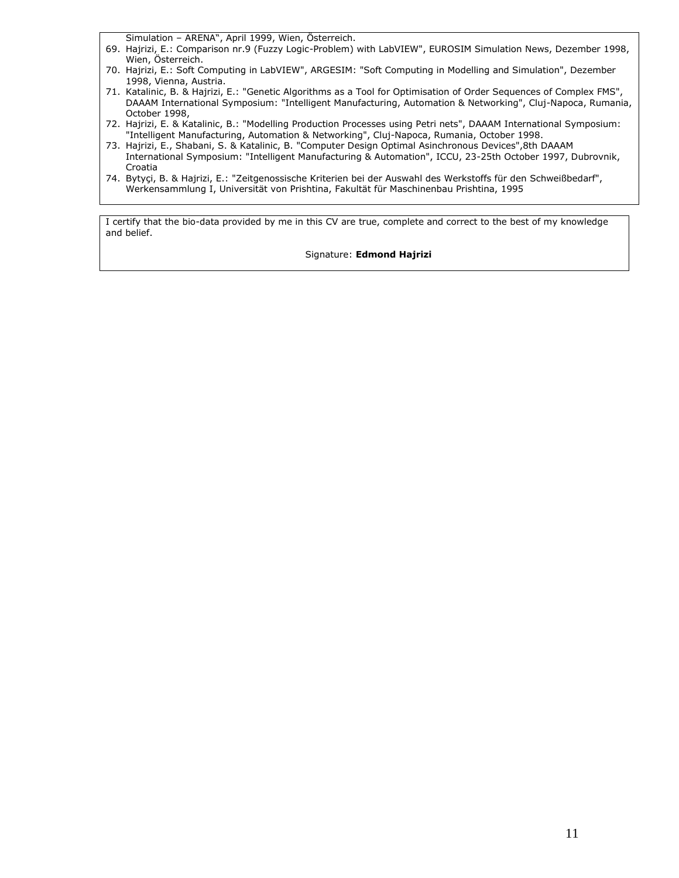Simulation – ARENA", April 1999, Wien, Österreich.

69. Hajrizi, E.: Comparison nr.9 (Fuzzy Logic-Problem) with LabVIEW", EUROSIM Simulation News, Dezember 1998, Wien, Österreich.
70. Hajrizi, E.: Soft Computing in LabVIEW", ARGESIM: "Soft Computing in Modelling and Simulation", Dezember 1998, Vienna, Austria.
71. Katalinic, B. & Hajrizi, E.: "Genetic Algorithms as a Tool for Optimisation of Order Sequences of Complex FMS", DAAAM International Symposium: "Intelligent Manufacturing, Automation & Networking", Cluj-Napoca, Rumania, October 1998,
72. Hajrizi, E. & Katalinic, B.: "Modelling Production Processes using Petri nets", DAAAM International Symposium: "Intelligent Manufacturing, Automation & Networking", Cluj-Napoca, Rumania, October 1998.
73. Hajrizi, E., Shabani, S. & Katalinic, B. "Computer Design Optimal Asinchronous Devices",8th DAAAM International Symposium: "Intelligent Manufacturing & Automation", ICCU, 23-25th October 1997, Dubrovnik, Croatia
74. Bytyçi, B. & Hajrizi, E.: "Zeitgenossische Kriterien bei der Auswahl des Werkstoffs für den Schweißbedarf", Werkensammlung I, Universität von Prishtina, Fakultät für Maschinenbau Prishtina, 1995

I certify that the bio-data provided by me in this CV are true, complete and correct to the best of my knowledge and belief.

Signature: **Edmond Hajrizi**